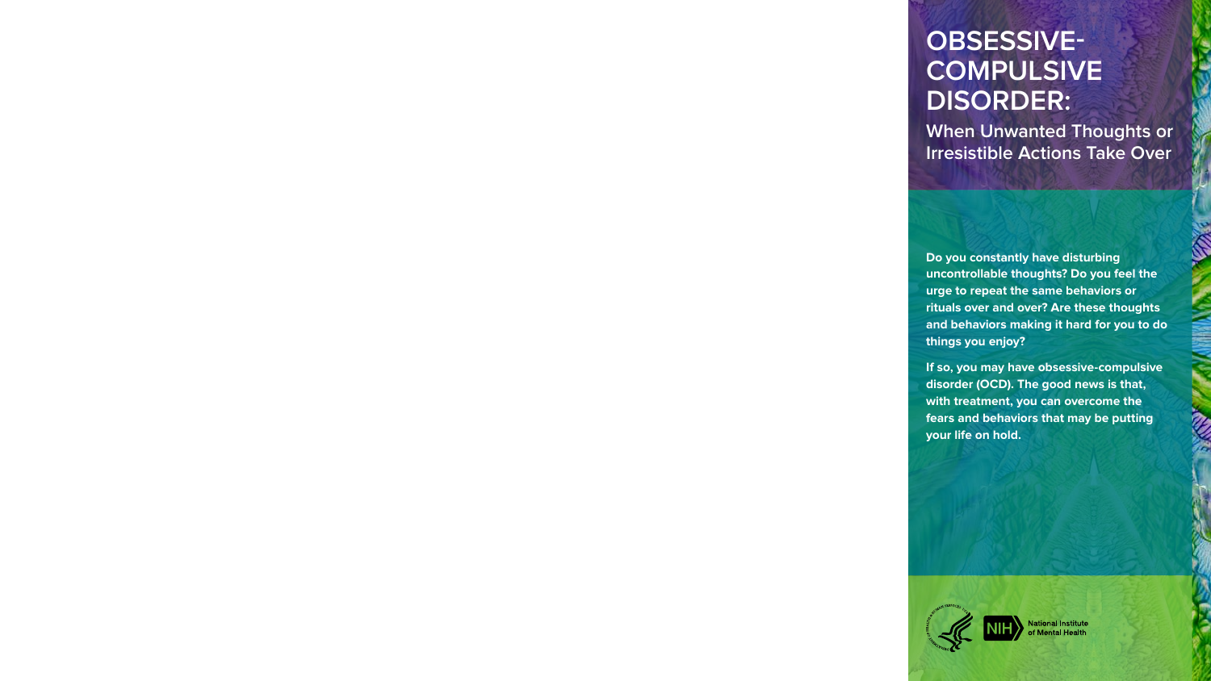# OBSESSIVE-COMPULSIVE DISORDER:

## When Unwanted Thoughts or Irresistible Actions Take Over

**Do you constantly have disturbing uncontrollable thoughts? Do you feel the urge to repeat the same behaviors or rituals over and over? Are these thoughts and behaviors making it hard for you to do things you enjoy?**

**If so, you may have obsessive-compulsive disorder (OCD). The good news is that, with treatment, you can overcome the fears and behaviors that may be putting your life on hold.**

National Institute of Mental Health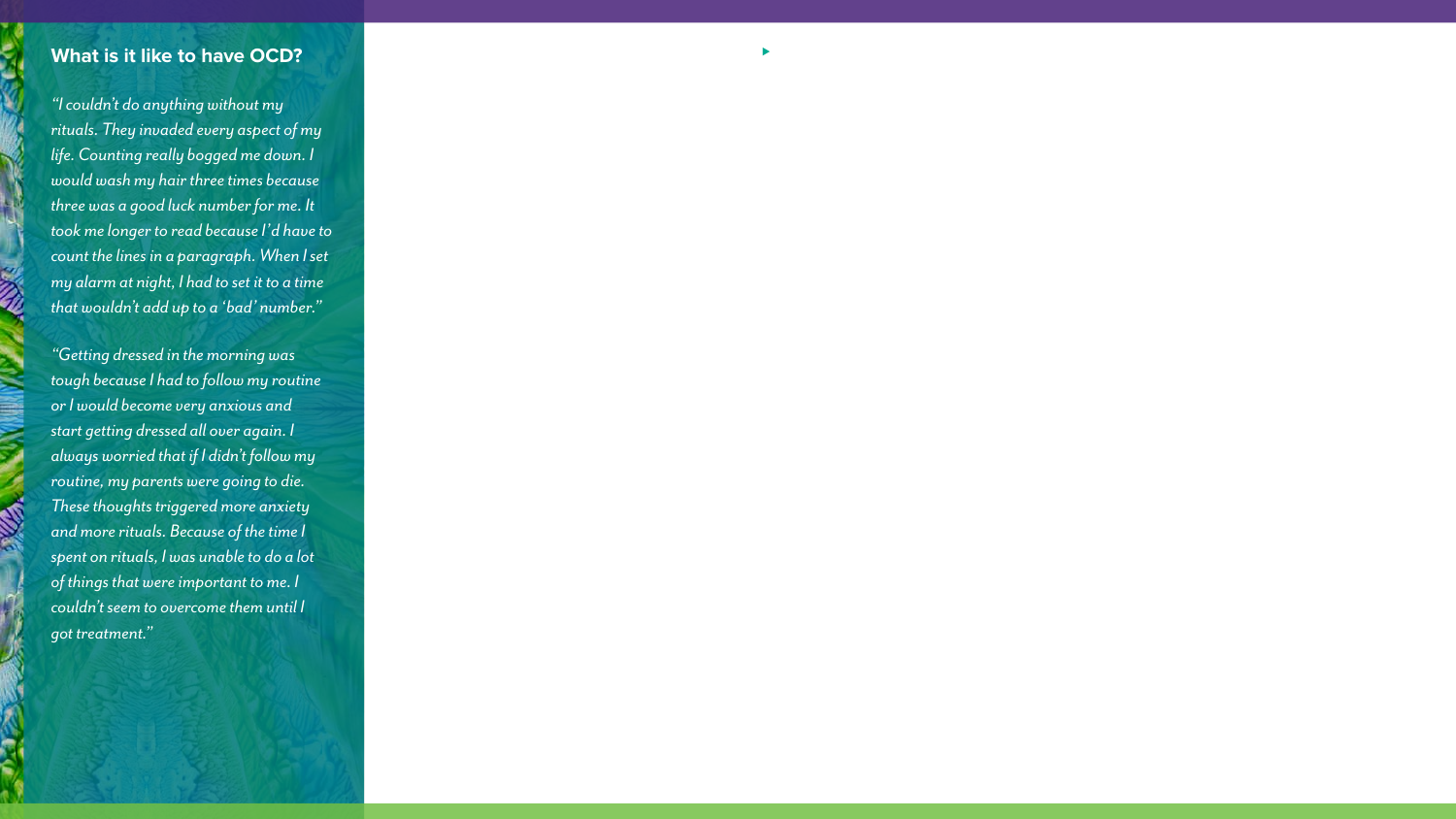## What is it like to have OCD?

*"I couldn't do anything without my rituals. They invaded every aspect of my life. Counting really bogged me down. I would wash my hair three times because three was a good luck number for me. It took me longer to read because I'd have to count the lines in a paragraph. When I set my alarm at night, I had to set it to a time that wouldn't add up to a 'bad' number."*

*"Getting dressed in the morning was tough because I had to follow my routine or I would become very anxious and start getting dressed all over again. I always worried that if I didn't follow my routine, my parents were going to die. These thoughts triggered more anxiety and more rituals. Because of the time I spent on rituals, I was unable to do a lot of things that were important to me. I couldn't seem to overcome them until I got treatment."*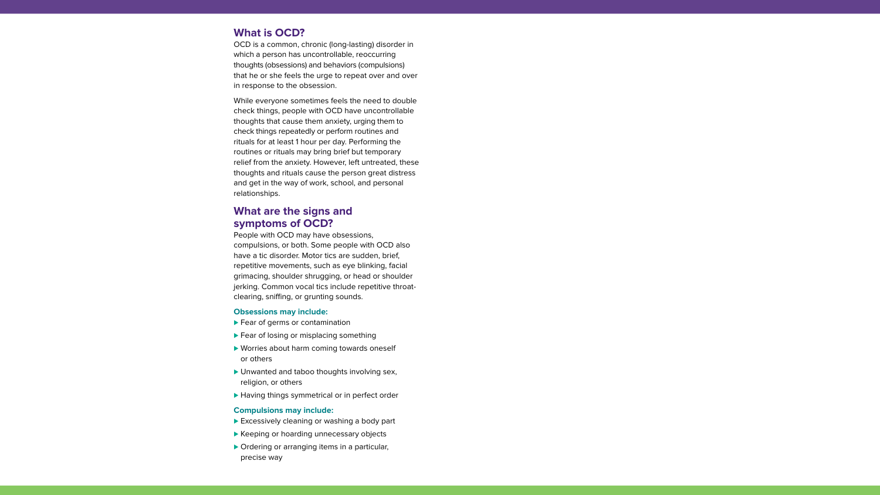## What is OCD?

OCD is a common, chronic (long-lasting) disorder in which a person has uncontrollable, reoccurring thoughts (obsessions) and behaviors (compulsions) that he or she feels the urge to repeat over and over in response to the obsession.

While everyone sometimes feels the need to double check things, people with OCD have uncontrollable thoughts that cause them anxiety, urging them to check things repeatedly or perform routines and rituals for at least 1 hour per day. Performing the routines or rituals may bring brief but temporary relief from the anxiety. However, left untreated, these thoughts and rituals cause the person great distress and get in the way of work, school, and personal relationships.

## What are the signs and symptoms of OCD?

People with OCD may have obsessions, compulsions, or both. Some people with OCD also have a tic disorder. Motor tics are sudden, brief, repetitive movements, such as eye blinking, facial grimacing, shoulder shrugging, or head or shoulder jerking. Common vocal tics include repetitive throat-clearing, sniffing, or grunting sounds.

### Obsessions may include:

- Fear of germs or contamination
- Fear of losing or misplacing something
- Worries about harm coming towards oneself or others
- Unwanted and taboo thoughts involving sex, religion, or others
- Having things symmetrical or in perfect order

### Compulsions may include:

- Excessively cleaning or washing a body part
- Keeping or hoarding unnecessary objects
- Ordering or arranging items in a particular, precise way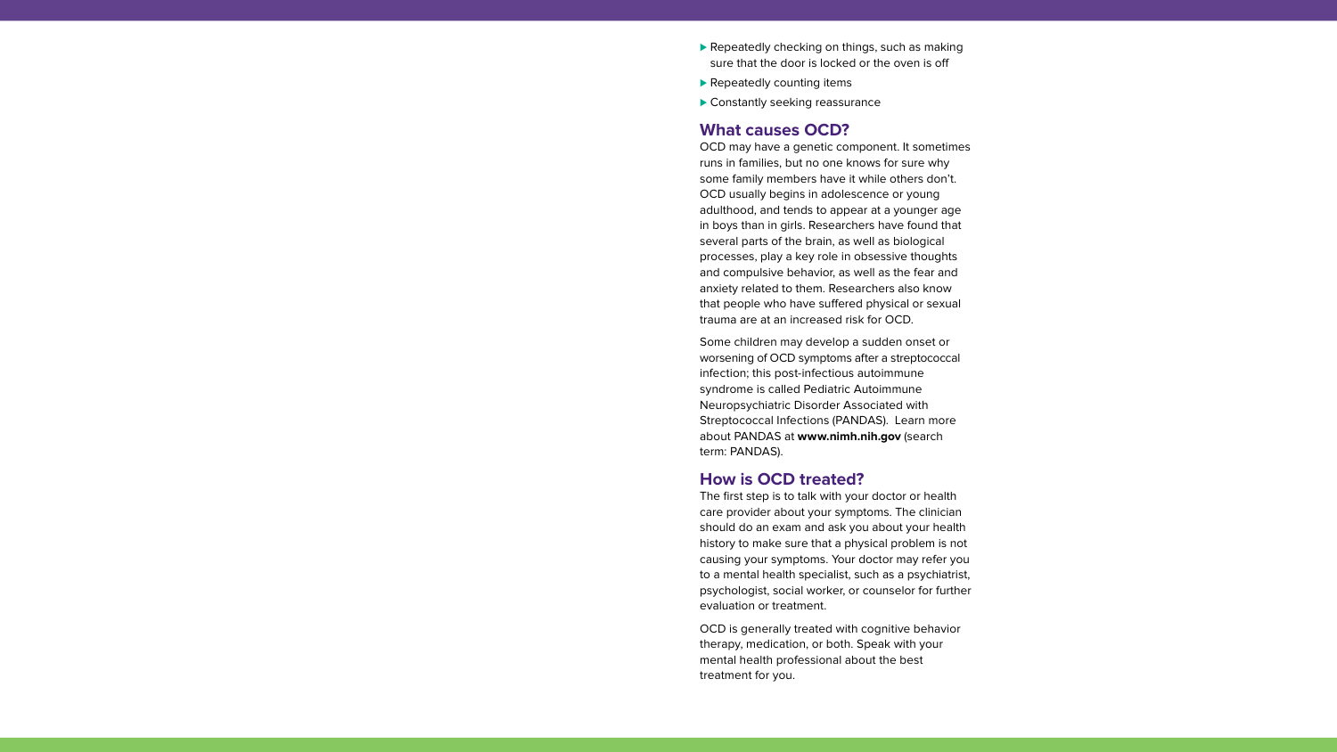- Repeatedly checking on things, such as making sure that the door is locked or the oven is off
- Repeatedly counting items
- Constantly seeking reassurance

## What causes OCD?

OCD may have a genetic component. It sometimes runs in families, but no one knows for sure why some family members have it while others don't. OCD usually begins in adolescence or young adulthood, and tends to appear at a younger age in boys than in girls. Researchers have found that several parts of the brain, as well as biological processes, play a key role in obsessive thoughts and compulsive behavior, as well as the fear and anxiety related to them. Researchers also know that people who have suffered physical or sexual trauma are at an increased risk for OCD.

Some children may develop a sudden onset or worsening of OCD symptoms after a streptococcal infection; this post-infectious autoimmune syndrome is called Pediatric Autoimmune Neuropsychiatric Disorder Associated with Streptococcal Infections (PANDAS). Learn more about PANDAS at **www.nimh.nih.gov** (search term: PANDAS).

## How is OCD treated?

The first step is to talk with your doctor or health care provider about your symptoms. The clinician should do an exam and ask you about your health history to make sure that a physical problem is not causing your symptoms. Your doctor may refer you to a mental health specialist, such as a psychiatrist, psychologist, social worker, or counselor for further evaluation or treatment.

OCD is generally treated with cognitive behavior therapy, medication, or both. Speak with your mental health professional about the best treatment for you.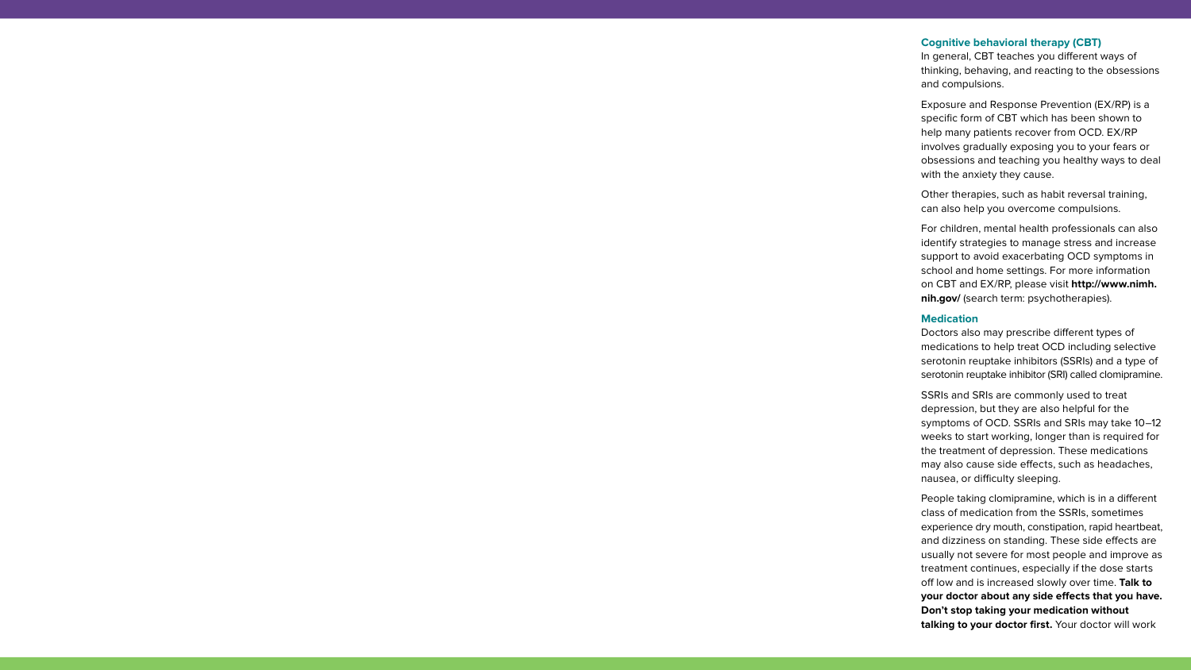### Cognitive behavioral therapy (CBT)

In general, CBT teaches you different ways of thinking, behaving, and reacting to the obsessions and compulsions.

Exposure and Response Prevention (EX/RP) is a specific form of CBT which has been shown to help many patients recover from OCD. EX/RP involves gradually exposing you to your fears or obsessions and teaching you healthy ways to deal with the anxiety they cause.

Other therapies, such as habit reversal training, can also help you overcome compulsions.

For children, mental health professionals can also identify strategies to manage stress and increase support to avoid exacerbating OCD symptoms in school and home settings. For more information on CBT and EX/RP, please visit **http://www.nimh.nih.gov/** (search term: psychotherapies).

### Medication

Doctors also may prescribe different types of medications to help treat OCD including selective serotonin reuptake inhibitors (SSRIs) and a type of serotonin reuptake inhibitor (SRI) called clomipramine.

SSRIs and SRIs are commonly used to treat depression, but they are also helpful for the symptoms of OCD. SSRIs and SRIs may take 10–12 weeks to start working, longer than is required for the treatment of depression. These medications may also cause side effects, such as headaches, nausea, or difficulty sleeping.

People taking clomipramine, which is in a different class of medication from the SSRIs, sometimes experience dry mouth, constipation, rapid heartbeat, and dizziness on standing. These side effects are usually not severe for most people and improve as treatment continues, especially if the dose starts off low and is increased slowly over time. **Talk to your doctor about any side effects that you have. Don't stop taking your medication without talking to your doctor first.** Your doctor will work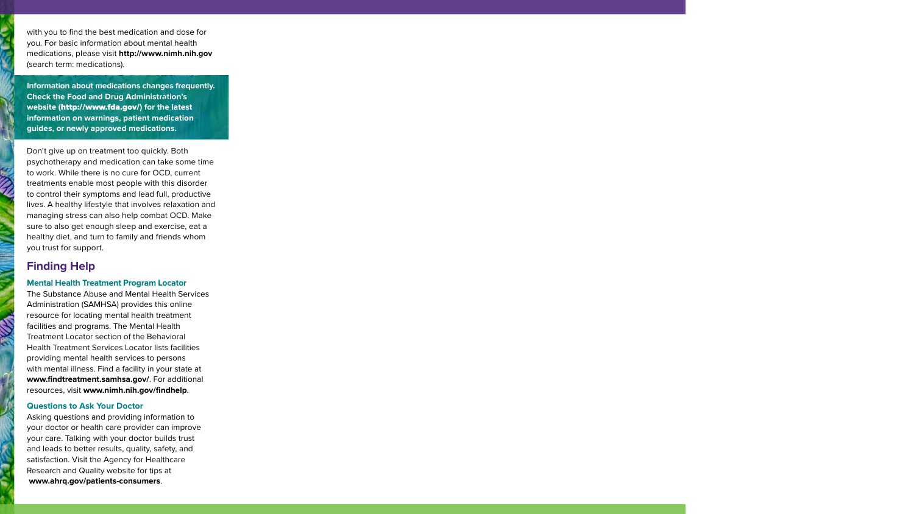with you to find the best medication and dose for you. For basic information about mental health medications, please visit **http://www.nimh.nih.gov** (search term: medications).

**Information about medications changes frequently. Check the Food and Drug Administration's website (http://www.fda.gov/) for the latest information on warnings, patient medication guides, or newly approved medications.**

Don't give up on treatment too quickly. Both psychotherapy and medication can take some time to work. While there is no cure for OCD, current treatments enable most people with this disorder to control their symptoms and lead full, productive lives. A healthy lifestyle that involves relaxation and managing stress can also help combat OCD. Make sure to also get enough sleep and exercise, eat a healthy diet, and turn to family and friends whom you trust for support.

## Finding Help

### Mental Health Treatment Program Locator

The Substance Abuse and Mental Health Services Administration (SAMHSA) provides this online resource for locating mental health treatment facilities and programs. The Mental Health Treatment Locator section of the Behavioral Health Treatment Services Locator lists facilities providing mental health services to persons with mental illness. Find a facility in your state at **www.findtreatment.samhsa.gov/**. For additional resources, visit **www.nimh.nih.gov/findhelp**.

### Questions to Ask Your Doctor

Asking questions and providing information to your doctor or health care provider can improve your care. Talking with your doctor builds trust and leads to better results, quality, safety, and satisfaction. Visit the Agency for Healthcare Research and Quality website for tips at **www.ahrq.gov/patients-consumers**.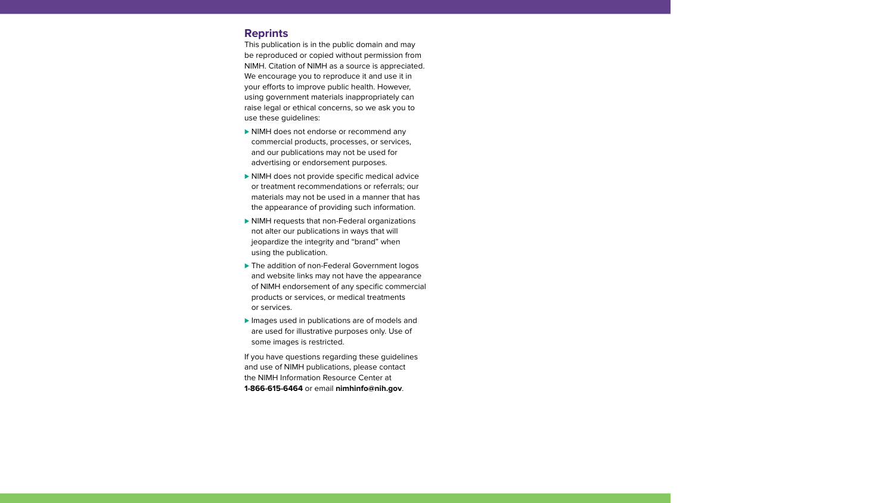## Reprints

This publication is in the public domain and may be reproduced or copied without permission from NIMH. Citation of NIMH as a source is appreciated. We encourage you to reproduce it and use it in your efforts to improve public health. However, using government materials inappropriately can raise legal or ethical concerns, so we ask you to use these guidelines:

- NIMH does not endorse or recommend any commercial products, processes, or services, and our publications may not be used for advertising or endorsement purposes.
- NIMH does not provide specific medical advice or treatment recommendations or referrals; our materials may not be used in a manner that has the appearance of providing such information.
- NIMH requests that non-Federal organizations not alter our publications in ways that will jeopardize the integrity and "brand" when using the publication.
- The addition of non-Federal Government logos and website links may not have the appearance of NIMH endorsement of any specific commercial products or services, or medical treatments or services.
- Images used in publications are of models and are used for illustrative purposes only. Use of some images is restricted.

If you have questions regarding these guidelines and use of NIMH publications, please contact the NIMH Information Resource Center at **1-866-615-6464** or email **nimhinfo@nih.gov**.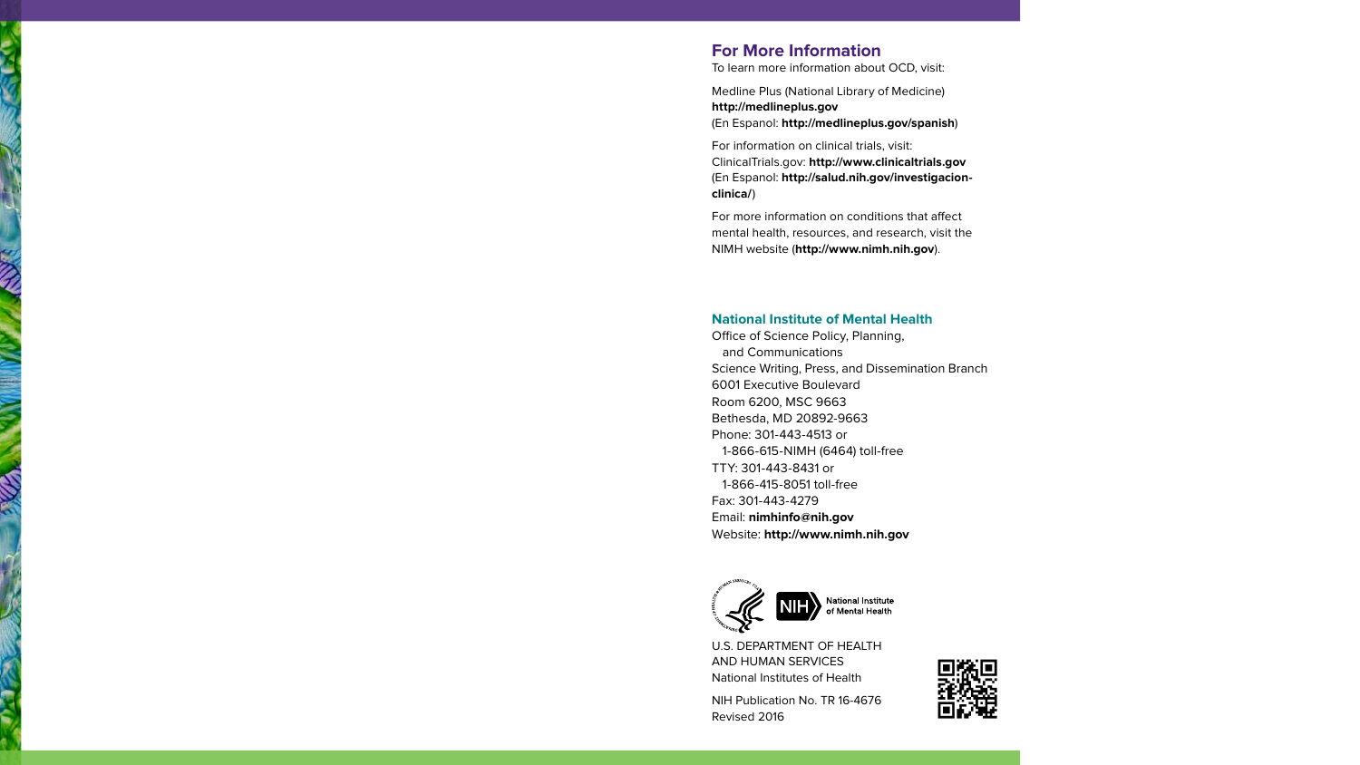## For More Information

To learn more information about OCD, visit:

Medline Plus (National Library of Medicine)
**http://medlineplus.gov**
(En Espanol: **http://medlineplus.gov/spanish**)

For information on clinical trials, visit:
ClinicalTrials.gov: **http://www.clinicaltrials.gov**
(En Espanol: **http://salud.nih.gov/investigacion-clinica/**)

For more information on conditions that affect mental health, resources, and research, visit the NIMH website (**http://www.nimh.nih.gov**).

### National Institute of Mental Health

Office of Science Policy, Planning,
and Communications
Science Writing, Press, and Dissemination Branch
6001 Executive Boulevard
Room 6200, MSC 9663
Bethesda, MD 20892-9663
Phone: 301-443-4513 or
1-866-615-NIMH (6464) toll-free
TTY: 301-443-8431 or
1-866-415-8051 toll-free
Fax: 301-443-4279
Email: **nimhinfo@nih.gov**
Website: **http://www.nimh.nih.gov**

NIH National Institute of Mental Health

U.S. DEPARTMENT OF HEALTH
AND HUMAN SERVICES
National Institutes of Health

NIH Publication No. TR 16-4676
Revised 2016